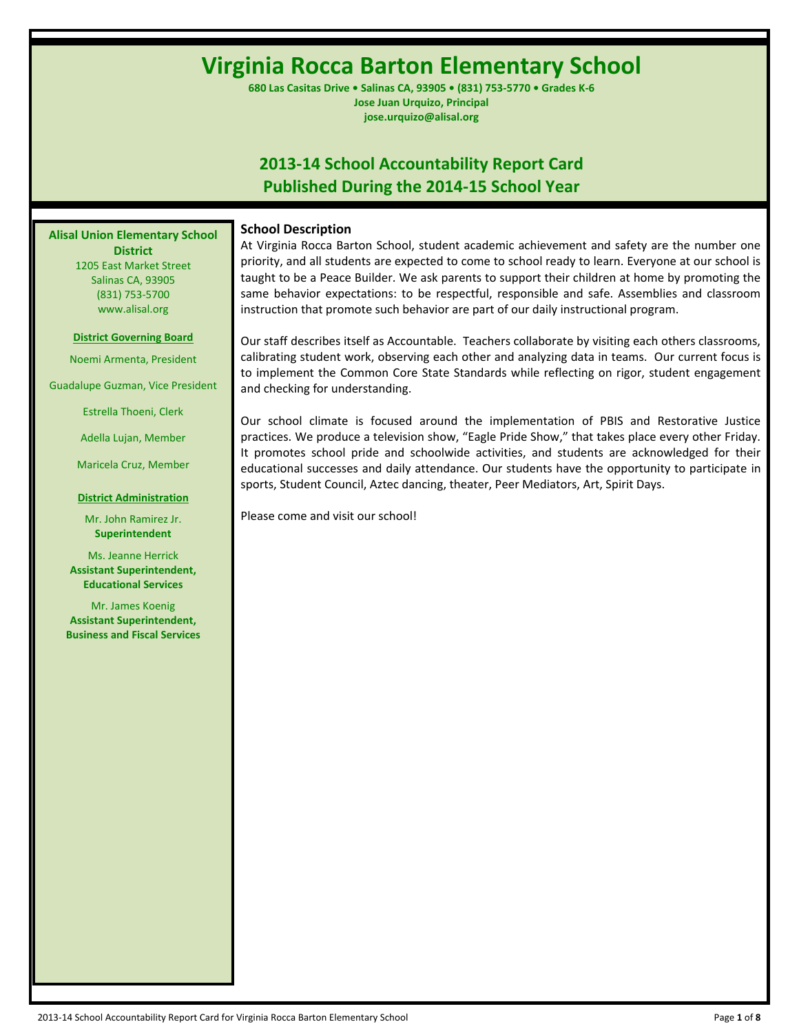# Virginia Rocca Barton Elementary School

**680 Las Casitas Drive • Salinas CA, 93905 • (831) 753-5770 • Grades K-6**
**Jose Juan Urquizo, Principal**
**jose.urquizo@alisal.org**

## 2013-14 School Accountability Report Card
## Published During the 2014-15 School Year

**Alisal Union Elementary School District**
1205 East Market Street
Salinas CA, 93905
(831) 753-5700
www.alisal.org

**District Governing Board**

Noemi Armenta, President

Guadalupe Guzman, Vice President

Estrella Thoeni, Clerk

Adella Lujan, Member

Maricela Cruz, Member

**District Administration**

Mr. John Ramirez Jr.
**Superintendent**

Ms. Jeanne Herrick
**Assistant Superintendent, Educational Services**

Mr. James Koenig
**Assistant Superintendent, Business and Fiscal Services**

### School Description

At Virginia Rocca Barton School, student academic achievement and safety are the number one priority, and all students are expected to come to school ready to learn. Everyone at our school is taught to be a Peace Builder. We ask parents to support their children at home by promoting the same behavior expectations: to be respectful, responsible and safe. Assemblies and classroom instruction that promote such behavior are part of our daily instructional program.

Our staff describes itself as Accountable. Teachers collaborate by visiting each others classrooms, calibrating student work, observing each other and analyzing data in teams. Our current focus is to implement the Common Core State Standards while reflecting on rigor, student engagement and checking for understanding.

Our school climate is focused around the implementation of PBIS and Restorative Justice practices. We produce a television show, "Eagle Pride Show," that takes place every other Friday. It promotes school pride and schoolwide activities, and students are acknowledged for their educational successes and daily attendance. Our students have the opportunity to participate in sports, Student Council, Aztec dancing, theater, Peer Mediators, Art, Spirit Days.

Please come and visit our school!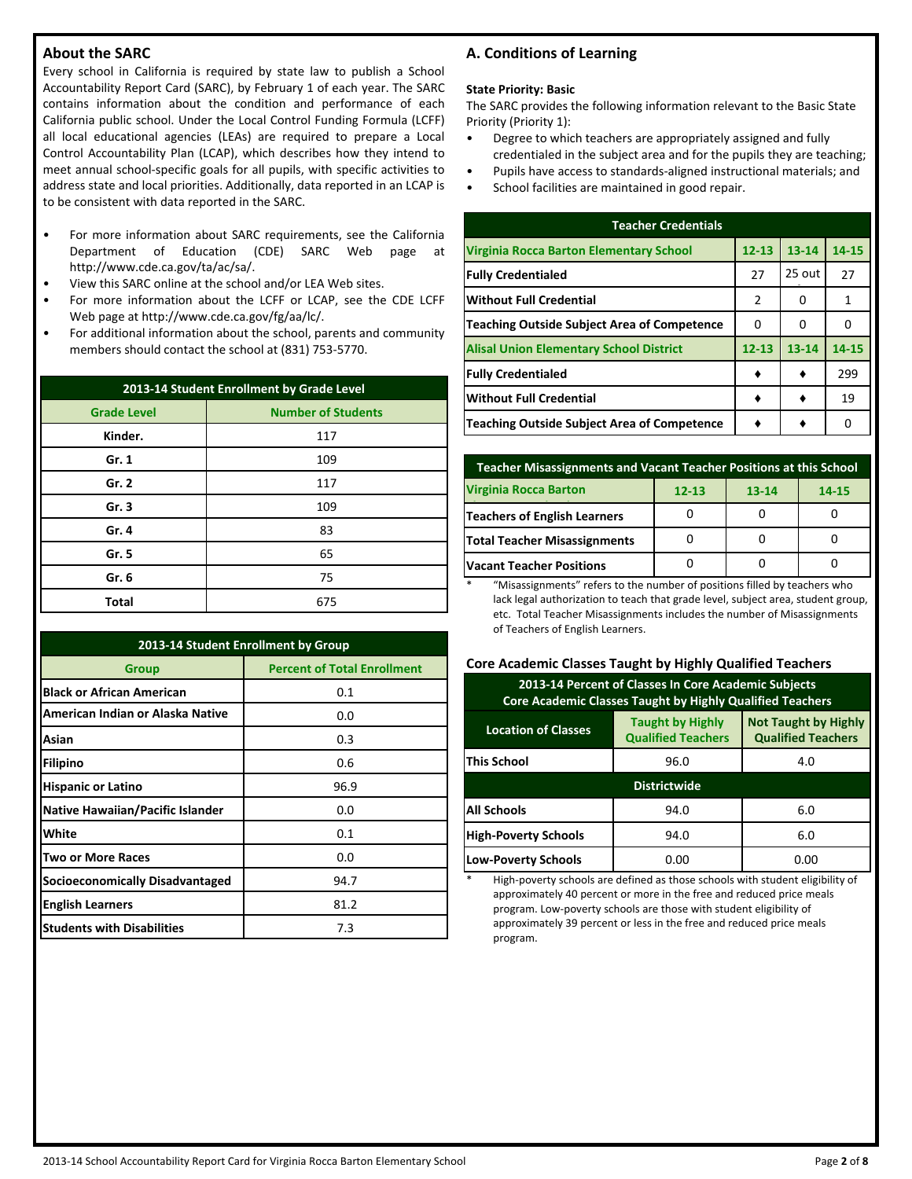## About the SARC

Every school in California is required by state law to publish a School Accountability Report Card (SARC), by February 1 of each year. The SARC contains information about the condition and performance of each California public school. Under the Local Control Funding Formula (LCFF) all local educational agencies (LEAs) are required to prepare a Local Control Accountability Plan (LCAP), which describes how they intend to meet annual school-specific goals for all pupils, with specific activities to address state and local priorities. Additionally, data reported in an LCAP is to be consistent with data reported in the SARC.

- For more information about SARC requirements, see the California Department of Education (CDE) SARC Web page at http://www.cde.ca.gov/ta/ac/sa/.
- View this SARC online at the school and/or LEA Web sites.
- For more information about the LCFF or LCAP, see the CDE LCFF Web page at http://www.cde.ca.gov/fg/aa/lc/.
- For additional information about the school, parents and community members should contact the school at (831) 753-5770.

| 2013-14 Student Enrollment by Grade Level | |
|---|---|
| Grade Level | Number of Students |
| Kinder. | 117 |
| Gr. 1 | 109 |
| Gr. 2 | 117 |
| Gr. 3 | 109 |
| Gr. 4 | 83 |
| Gr. 5 | 65 |
| Gr. 6 | 75 |
| Total | 675 |

| 2013-14 Student Enrollment by Group | |
|---|---|
| Group | Percent of Total Enrollment |
| Black or African American | 0.1 |
| American Indian or Alaska Native | 0.0 |
| Asian | 0.3 |
| Filipino | 0.6 |
| Hispanic or Latino | 96.9 |
| Native Hawaiian/Pacific Islander | 0.0 |
| White | 0.1 |
| Two or More Races | 0.0 |
| Socioeconomically Disadvantaged | 94.7 |
| English Learners | 81.2 |
| Students with Disabilities | 7.3 |

## A. Conditions of Learning

**State Priority: Basic**

The SARC provides the following information relevant to the Basic State Priority (Priority 1):

- Degree to which teachers are appropriately assigned and fully credentialed in the subject area and for the pupils they are teaching;
- Pupils have access to standards-aligned instructional materials; and
- School facilities are maintained in good repair.

| Teacher Credentials | | | |
|---|---|---|---|
| Virginia Rocca Barton Elementary School | 12-13 | 13-14 | 14-15 |
| Fully Credentialed | 27 | 25 out | 27 |
| Without Full Credential | 2 | 0 | 1 |
| Teaching Outside Subject Area of Competence | 0 | 0 | 0 |
| Alisal Union Elementary School District | 12-13 | 13-14 | 14-15 |
| Fully Credentialed | ♦ | ♦ | 299 |
| Without Full Credential | ♦ | ♦ | 19 |
| Teaching Outside Subject Area of Competence | ♦ | ♦ | 0 |

| Teacher Misassignments and Vacant Teacher Positions at this School | | | |
|---|---|---|---|
| Virginia Rocca Barton | 12-13 | 13-14 | 14-15 |
| Teachers of English Learners | 0 | 0 | 0 |
| Total Teacher Misassignments | 0 | 0 | 0 |
| Vacant Teacher Positions | 0 | 0 | 0 |

\* "Misassignments" refers to the number of positions filled by teachers who lack legal authorization to teach that grade level, subject area, student group, etc. Total Teacher Misassignments includes the number of Misassignments of Teachers of English Learners.

### Core Academic Classes Taught by Highly Qualified Teachers

| 2013-14 Percent of Classes In Core Academic Subjects Core Academic Classes Taught by Highly Qualified Teachers | | |
|---|---|---|
| Location of Classes | Taught by Highly Qualified Teachers | Not Taught by Highly Qualified Teachers |
| This School | 96.0 | 4.0 |
| Districtwide | | |
| All Schools | 94.0 | 6.0 |
| High-Poverty Schools | 94.0 | 6.0 |
| Low-Poverty Schools | 0.00 | 0.00 |

\* High-poverty schools are defined as those schools with student eligibility of approximately 40 percent or more in the free and reduced price meals program. Low-poverty schools are those with student eligibility of approximately 39 percent or less in the free and reduced price meals program.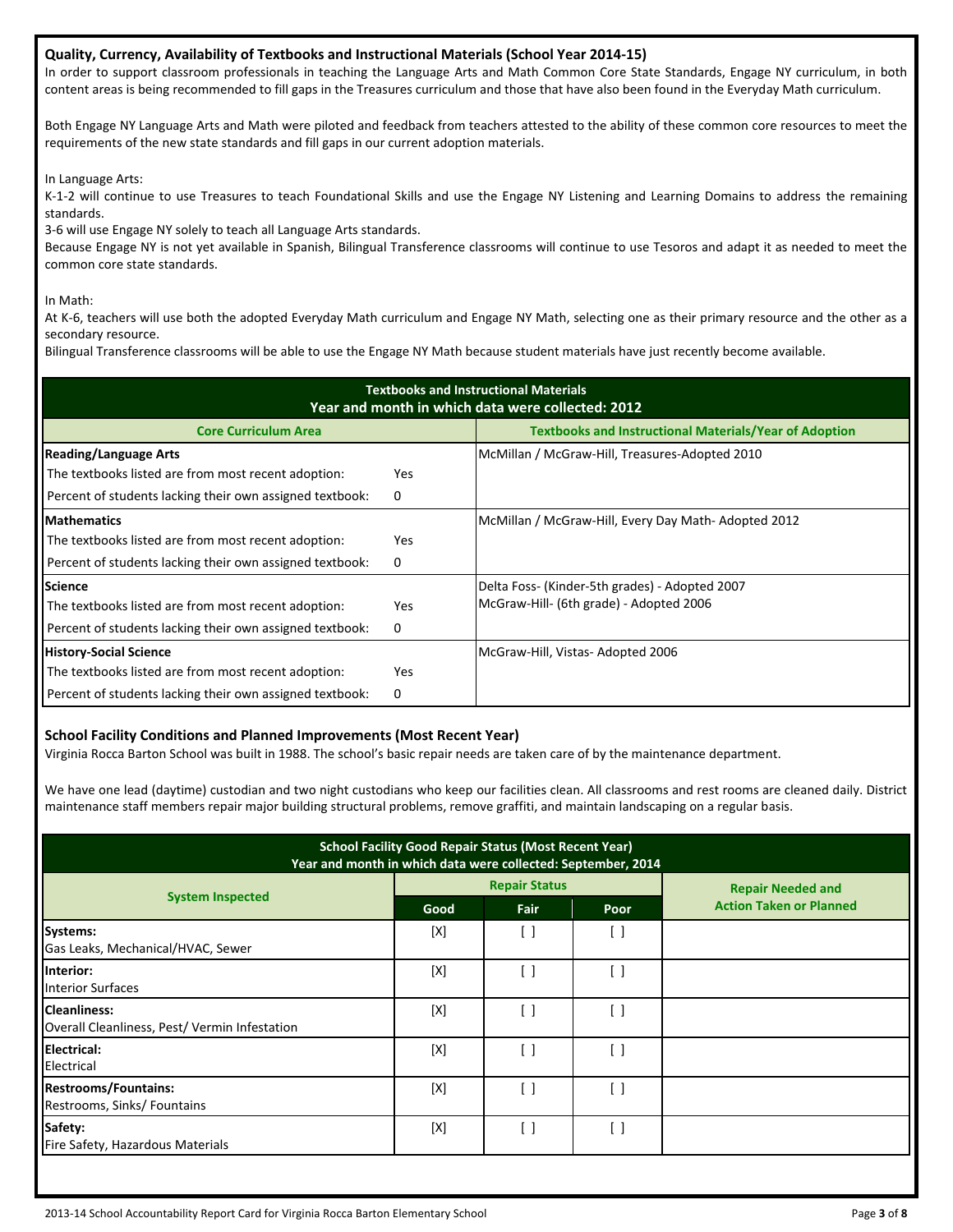## Quality, Currency, Availability of Textbooks and Instructional Materials (School Year 2014-15)

In order to support classroom professionals in teaching the Language Arts and Math Common Core State Standards, Engage NY curriculum, in both content areas is being recommended to fill gaps in the Treasures curriculum and those that have also been found in the Everyday Math curriculum.

Both Engage NY Language Arts and Math were piloted and feedback from teachers attested to the ability of these common core resources to meet the requirements of the new state standards and fill gaps in our current adoption materials.

In Language Arts:

K-1-2 will continue to use Treasures to teach Foundational Skills and use the Engage NY Listening and Learning Domains to address the remaining standards.

3-6 will use Engage NY solely to teach all Language Arts standards.

Because Engage NY is not yet available in Spanish, Bilingual Transference classrooms will continue to use Tesoros and adapt it as needed to meet the common core state standards.

In Math:

At K-6, teachers will use both the adopted Everyday Math curriculum and Engage NY Math, selecting one as their primary resource and the other as a secondary resource.

Bilingual Transference classrooms will be able to use the Engage NY Math because student materials have just recently become available.

| Textbooks and Instructional Materials<br>Year and month in which data were collected: 2012 | | |
|---|---|---|
| **Core Curriculum Area** | | **Textbooks and Instructional Materials/Year of Adoption** |
| **Reading/Language Arts** | | McMillan / McGraw-Hill, Treasures-Adopted 2010 |
| The textbooks listed are from most recent adoption: | Yes | |
| Percent of students lacking their own assigned textbook: | 0 | |
| **Mathematics** | | McMillan / McGraw-Hill, Every Day Math- Adopted 2012 |
| The textbooks listed are from most recent adoption: | Yes | |
| Percent of students lacking their own assigned textbook: | 0 | |
| **Science** | | Delta Foss- (Kinder-5th grades) - Adopted 2007<br>McGraw-Hill- (6th grade) - Adopted 2006 |
| The textbooks listed are from most recent adoption: | Yes | |
| Percent of students lacking their own assigned textbook: | 0 | |
| **History-Social Science** | | McGraw-Hill, Vistas- Adopted 2006 |
| The textbooks listed are from most recent adoption: | Yes | |
| Percent of students lacking their own assigned textbook: | 0 | |

## School Facility Conditions and Planned Improvements (Most Recent Year)

Virginia Rocca Barton School was built in 1988. The school's basic repair needs are taken care of by the maintenance department.

We have one lead (daytime) custodian and two night custodians who keep our facilities clean. All classrooms and rest rooms are cleaned daily. District maintenance staff members repair major building structural problems, remove graffiti, and maintain landscaping on a regular basis.

| School Facility Good Repair Status (Most Recent Year)<br>Year and month in which data were collected: September, 2014 | | | | |
|---|---|---|---|---|
| **System Inspected** | **Repair Status** | | | **Repair Needed and Action Taken or Planned** |
| | **Good** | **Fair** | **Poor** | |
| **Systems:**<br>Gas Leaks, Mechanical/HVAC, Sewer | [X] | [ ] | [ ] | |
| **Interior:**<br>Interior Surfaces | [X] | [ ] | [ ] | |
| **Cleanliness:**<br>Overall Cleanliness, Pest/ Vermin Infestation | [X] | [ ] | [ ] | |
| **Electrical:**<br>Electrical | [X] | [ ] | [ ] | |
| **Restrooms/Fountains:**<br>Restrooms, Sinks/ Fountains | [X] | [ ] | [ ] | |
| **Safety:**<br>Fire Safety, Hazardous Materials | [X] | [ ] | [ ] | |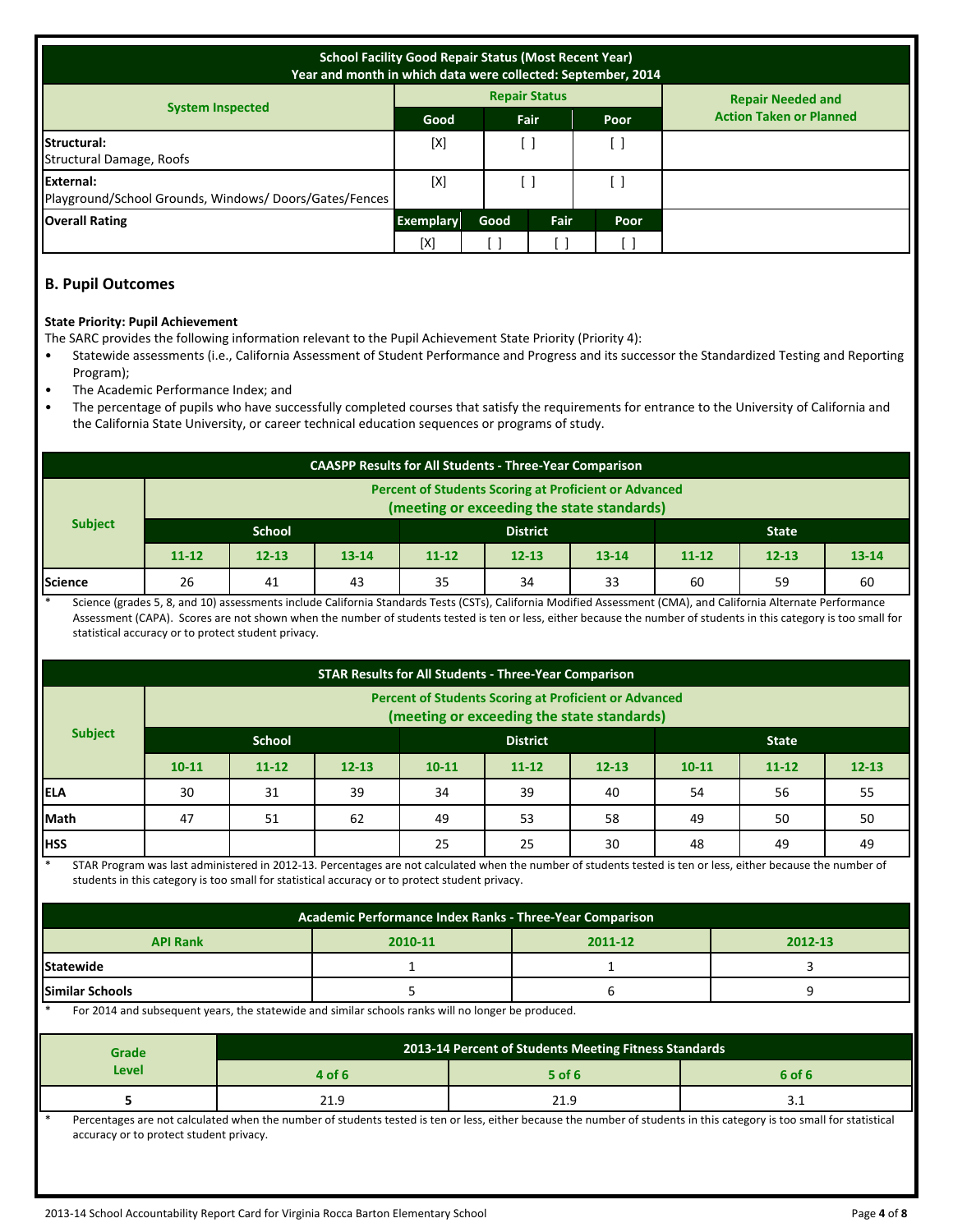| School Facility Good Repair Status (Most Recent Year)<br>Year and month in which data were collected: September, 2014 | | | | | |
|---|---|---|---|---|---|
| **System Inspected** | **Repair Status** | | | | **Repair Needed and Action Taken or Planned** |
| | **Good** | **Fair** | | **Poor** | |
| **Structural:**<br>Structural Damage, Roofs | [X] | [ ] | | [ ] | |
| **External:**<br>Playground/School Grounds, Windows/ Doors/Gates/Fences | [X] | [ ] | | [ ] | |
| **Overall Rating** | **Exemplary** | **Good** | **Fair** | **Poor** | |
| | [X] | [ ] | [ ] | [ ] | |

## B. Pupil Outcomes

**State Priority: Pupil Achievement**

The SARC provides the following information relevant to the Pupil Achievement State Priority (Priority 4):

- Statewide assessments (i.e., California Assessment of Student Performance and Progress and its successor the Standardized Testing and Reporting Program);
- The Academic Performance Index; and
- The percentage of pupils who have successfully completed courses that satisfy the requirements for entrance to the University of California and the California State University, or career technical education sequences or programs of study.

| CAASPP Results for All Students - Three-Year Comparison | | | | | | | | | |
|---|---|---|---|---|---|---|---|---|---|
| **Subject** | **Percent of Students Scoring at Proficient or Advanced (meeting or exceeding the state standards)** | | | | | | | | |
| | **School** | | | **District** | | | **State** | | |
| | **11-12** | **12-13** | **13-14** | **11-12** | **12-13** | **13-14** | **11-12** | **12-13** | **13-14** |
| **Science** | 26 | 41 | 43 | 35 | 34 | 33 | 60 | 59 | 60 |

\* Science (grades 5, 8, and 10) assessments include California Standards Tests (CSTs), California Modified Assessment (CMA), and California Alternate Performance Assessment (CAPA). Scores are not shown when the number of students tested is ten or less, either because the number of students in this category is too small for statistical accuracy or to protect student privacy.

| STAR Results for All Students - Three-Year Comparison | | | | | | | | | |
|---|---|---|---|---|---|---|---|---|---|
| **Subject** | **Percent of Students Scoring at Proficient or Advanced (meeting or exceeding the state standards)** | | | | | | | | |
| | **School** | | | **District** | | | **State** | | |
| | **10-11** | **11-12** | **12-13** | **10-11** | **11-12** | **12-13** | **10-11** | **11-12** | **12-13** |
| **ELA** | 30 | 31 | 39 | 34 | 39 | 40 | 54 | 56 | 55 |
| **Math** | 47 | 51 | 62 | 49 | 53 | 58 | 49 | 50 | 50 |
| **HSS** | | | | 25 | 25 | 30 | 48 | 49 | 49 |

\* STAR Program was last administered in 2012-13. Percentages are not calculated when the number of students tested is ten or less, either because the number of students in this category is too small for statistical accuracy or to protect student privacy.

| Academic Performance Index Ranks - Three-Year Comparison | | | |
|---|---|---|---|
| **API Rank** | **2010-11** | **2011-12** | **2012-13** |
| **Statewide** | 1 | 1 | 3 |
| **Similar Schools** | 5 | 6 | 9 |

\* For 2014 and subsequent years, the statewide and similar schools ranks will no longer be produced.

| Grade Level | 2013-14 Percent of Students Meeting Fitness Standards | | |
|---|---|---|---|
| | **4 of 6** | **5 of 6** | **6 of 6** |
| **5** | 21.9 | 21.9 | 3.1 |

\* Percentages are not calculated when the number of students tested is ten or less, either because the number of students in this category is too small for statistical accuracy or to protect student privacy.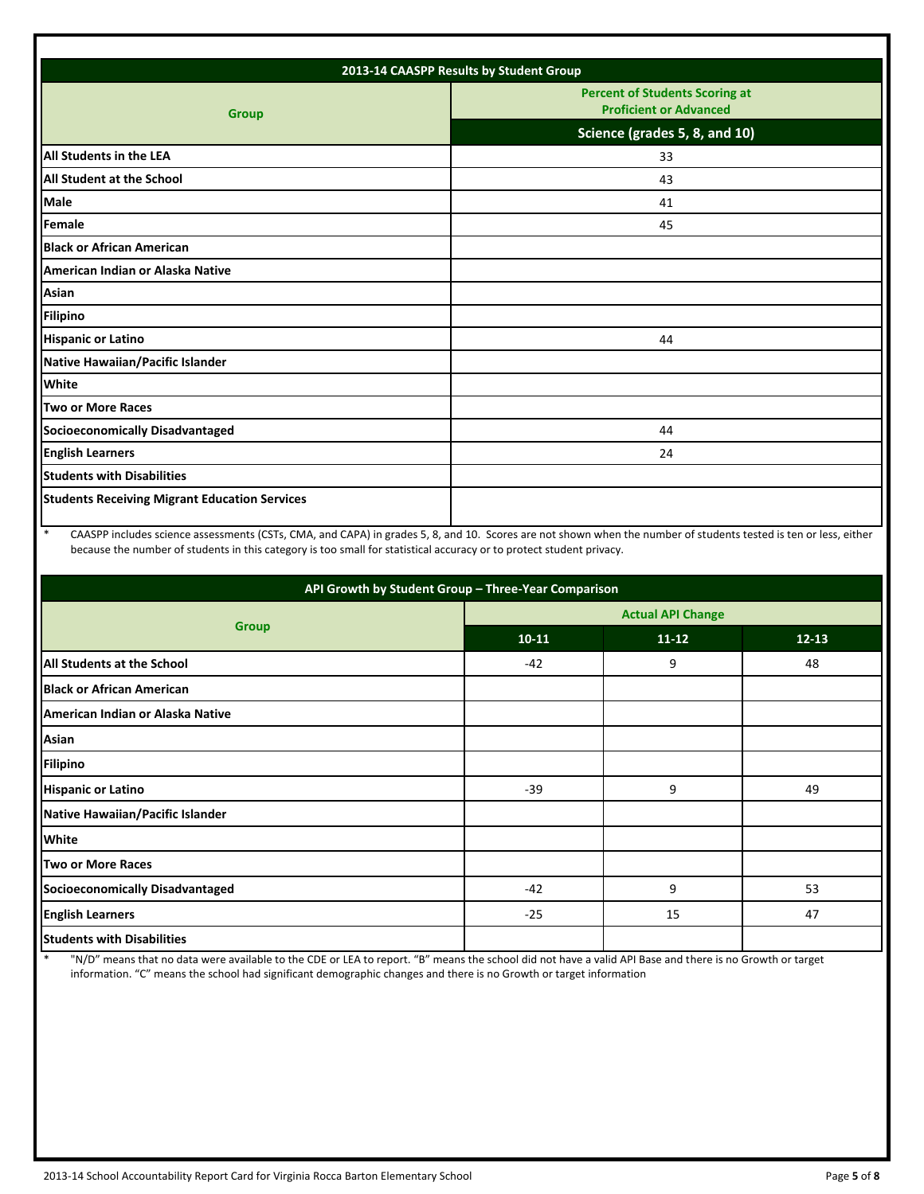| 2013-14 CAASPP Results by Student Group | |
|---|---|
| Group | Percent of Students Scoring at Proficient or Advanced |
| | Science (grades 5, 8, and 10) |
| All Students in the LEA | 33 |
| All Student at the School | 43 |
| Male | 41 |
| Female | 45 |
| Black or African American | |
| American Indian or Alaska Native | |
| Asian | |
| Filipino | |
| Hispanic or Latino | 44 |
| Native Hawaiian/Pacific Islander | |
| White | |
| Two or More Races | |
| Socioeconomically Disadvantaged | 44 |
| English Learners | 24 |
| Students with Disabilities | |
| Students Receiving Migrant Education Services | |

\* CAASPP includes science assessments (CSTs, CMA, and CAPA) in grades 5, 8, and 10. Scores are not shown when the number of students tested is ten or less, either because the number of students in this category is too small for statistical accuracy or to protect student privacy.

| API Growth by Student Group – Three-Year Comparison | | | |
|---|---|---|---|
| Group | Actual API Change | | |
| | 10-11 | 11-12 | 12-13 |
| All Students at the School | -42 | 9 | 48 |
| Black or African American | | | |
| American Indian or Alaska Native | | | |
| Asian | | | |
| Filipino | | | |
| Hispanic or Latino | -39 | 9 | 49 |
| Native Hawaiian/Pacific Islander | | | |
| White | | | |
| Two or More Races | | | |
| Socioeconomically Disadvantaged | -42 | 9 | 53 |
| English Learners | -25 | 15 | 47 |
| Students with Disabilities | | | |

\* "N/D" means that no data were available to the CDE or LEA to report. "B" means the school did not have a valid API Base and there is no Growth or target information. "C" means the school had significant demographic changes and there is no Growth or target information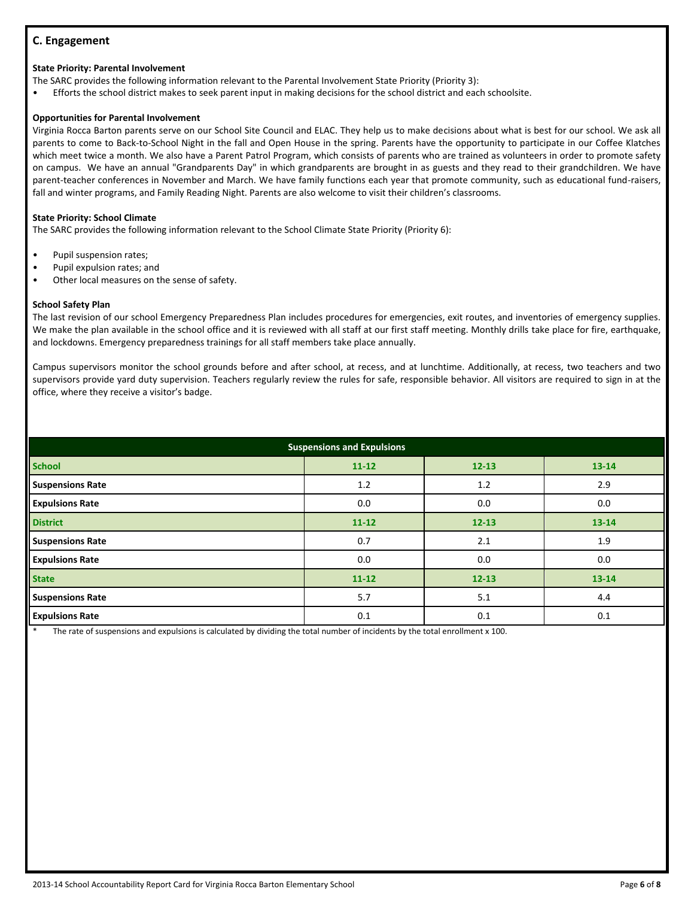## C. Engagement

**State Priority: Parental Involvement**

The SARC provides the following information relevant to the Parental Involvement State Priority (Priority 3):

- Efforts the school district makes to seek parent input in making decisions for the school district and each schoolsite.

**Opportunities for Parental Involvement**

Virginia Rocca Barton parents serve on our School Site Council and ELAC. They help us to make decisions about what is best for our school. We ask all parents to come to Back-to-School Night in the fall and Open House in the spring. Parents have the opportunity to participate in our Coffee Klatches which meet twice a month. We also have a Parent Patrol Program, which consists of parents who are trained as volunteers in order to promote safety on campus. We have an annual "Grandparents Day" in which grandparents are brought in as guests and they read to their grandchildren. We have parent-teacher conferences in November and March. We have family functions each year that promote community, such as educational fund-raisers, fall and winter programs, and Family Reading Night. Parents are also welcome to visit their children's classrooms.

**State Priority: School Climate**

The SARC provides the following information relevant to the School Climate State Priority (Priority 6):

- Pupil suspension rates;
- Pupil expulsion rates; and
- Other local measures on the sense of safety.

**School Safety Plan**

The last revision of our school Emergency Preparedness Plan includes procedures for emergencies, exit routes, and inventories of emergency supplies. We make the plan available in the school office and it is reviewed with all staff at our first staff meeting. Monthly drills take place for fire, earthquake, and lockdowns. Emergency preparedness trainings for all staff members take place annually.

Campus supervisors monitor the school grounds before and after school, at recess, and at lunchtime. Additionally, at recess, two teachers and two supervisors provide yard duty supervision. Teachers regularly review the rules for safe, responsible behavior. All visitors are required to sign in at the office, where they receive a visitor's badge.

| Suspensions and Expulsions | | | |
|---|---|---|---|
| **School** | **11-12** | **12-13** | **13-14** |
| **Suspensions Rate** | 1.2 | 1.2 | 2.9 |
| **Expulsions Rate** | 0.0 | 0.0 | 0.0 |
| **District** | **11-12** | **12-13** | **13-14** |
| **Suspensions Rate** | 0.7 | 2.1 | 1.9 |
| **Expulsions Rate** | 0.0 | 0.0 | 0.0 |
| **State** | **11-12** | **12-13** | **13-14** |
| **Suspensions Rate** | 5.7 | 5.1 | 4.4 |
| **Expulsions Rate** | 0.1 | 0.1 | 0.1 |

\* The rate of suspensions and expulsions is calculated by dividing the total number of incidents by the total enrollment x 100.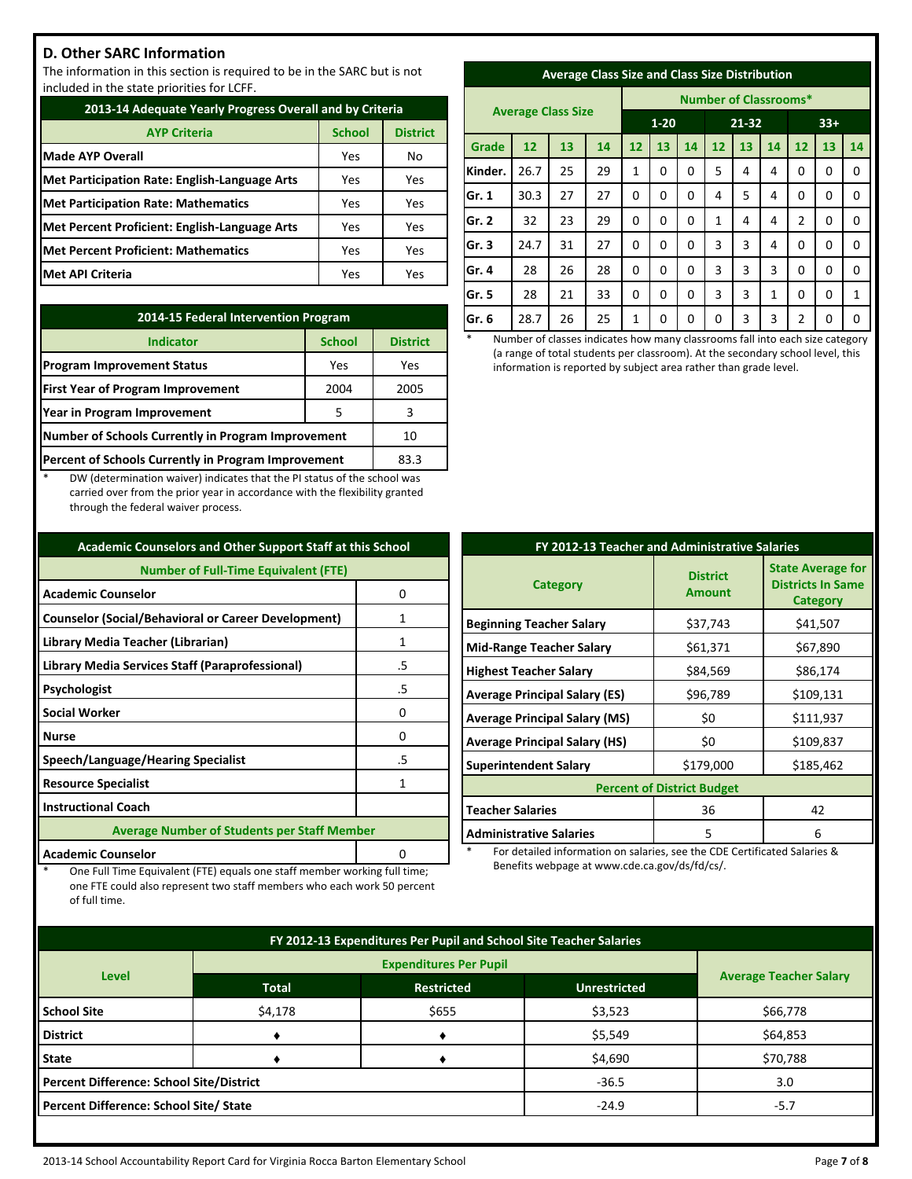## D. Other SARC Information

The information in this section is required to be in the SARC but is not included in the state priorities for LCFF.

| 2013-14 Adequate Yearly Progress Overall and by Criteria | | |
|---|---|---|
| AYP Criteria | School | District |
| Made AYP Overall | Yes | No |
| Met Participation Rate: English-Language Arts | Yes | Yes |
| Met Participation Rate: Mathematics | Yes | Yes |
| Met Percent Proficient: English-Language Arts | Yes | Yes |
| Met Percent Proficient: Mathematics | Yes | Yes |
| Met API Criteria | Yes | Yes |

| 2014-15 Federal Intervention Program | | |
|---|---|---|
| Indicator | School | District |
| Program Improvement Status | Yes | Yes |
| First Year of Program Improvement | 2004 | 2005 |
| Year in Program Improvement | 5 | 3 |
| Number of Schools Currently in Program Improvement | | 10 |
| Percent of Schools Currently in Program Improvement | | 83.3 |

\* DW (determination waiver) indicates that the PI status of the school was carried over from the prior year in accordance with the flexibility granted through the federal waiver process.

| Average Class Size and Class Size Distribution | | | | | | | | | | | | |
|---|---|---|---|---|---|---|---|---|---|---|---|---|
| | Average Class Size | | | Number of Classrooms* | | | | | | | | |
| | | | | 1-20 | | | 21-32 | | | 33+ | | |
| Grade | 12 | 13 | 14 | 12 | 13 | 14 | 12 | 13 | 14 | 12 | 13 | 14 |
| Kinder. | 26.7 | 25 | 29 | 1 | 0 | 0 | 5 | 4 | 4 | 0 | 0 | 0 |
| Gr. 1 | 30.3 | 27 | 27 | 0 | 0 | 0 | 4 | 5 | 4 | 0 | 0 | 0 |
| Gr. 2 | 32 | 23 | 29 | 0 | 0 | 0 | 1 | 4 | 4 | 2 | 0 | 0 |
| Gr. 3 | 24.7 | 31 | 27 | 0 | 0 | 0 | 3 | 3 | 4 | 0 | 0 | 0 |
| Gr. 4 | 28 | 26 | 28 | 0 | 0 | 0 | 3 | 3 | 3 | 0 | 0 | 0 |
| Gr. 5 | 28 | 21 | 33 | 0 | 0 | 0 | 3 | 3 | 1 | 0 | 0 | 1 |
| Gr. 6 | 28.7 | 26 | 25 | 1 | 0 | 0 | 0 | 3 | 3 | 2 | 0 | 0 |

\* Number of classes indicates how many classrooms fall into each size category (a range of total students per classroom). At the secondary school level, this information is reported by subject area rather than grade level.

| Academic Counselors and Other Support Staff at this School | |
|---|---|
| Number of Full-Time Equivalent (FTE) | |
| Academic Counselor | 0 |
| Counselor (Social/Behavioral or Career Development) | 1 |
| Library Media Teacher (Librarian) | 1 |
| Library Media Services Staff (Paraprofessional) | .5 |
| Psychologist | .5 |
| Social Worker | 0 |
| Nurse | 0 |
| Speech/Language/Hearing Specialist | .5 |
| Resource Specialist | 1 |
| Instructional Coach | |
| Average Number of Students per Staff Member | |
| Academic Counselor | 0 |

\* One Full Time Equivalent (FTE) equals one staff member working full time; one FTE could also represent two staff members who each work 50 percent of full time.

| FY 2012-13 Teacher and Administrative Salaries | | |
|---|---|---|
| Category | District Amount | State Average for Districts In Same Category |
| Beginning Teacher Salary | $37,743 | $41,507 |
| Mid-Range Teacher Salary | $61,371 | $67,890 |
| Highest Teacher Salary | $84,569 | $86,174 |
| Average Principal Salary (ES) | $96,789 | $109,131 |
| Average Principal Salary (MS) | $0 | $111,937 |
| Average Principal Salary (HS) | $0 | $109,837 |
| Superintendent Salary | $179,000 | $185,462 |
| Percent of District Budget | | |
| Teacher Salaries | 36 | 42 |
| Administrative Salaries | 5 | 6 |

\* For detailed information on salaries, see the CDE Certificated Salaries & Benefits webpage at www.cde.ca.gov/ds/fd/cs/.

| FY 2012-13 Expenditures Per Pupil and School Site Teacher Salaries | | | | |
|---|---|---|---|---|
| Level | Expenditures Per Pupil | | | Average Teacher Salary |
| | Total | Restricted | Unrestricted | |
| School Site | $4,178 | $655 | $3,523 | $66,778 |
| District | ♦ | ♦ | $5,549 | $64,853 |
| State | ♦ | ♦ | $4,690 | $70,788 |
| Percent Difference: School Site/District | | | -36.5 | 3.0 |
| Percent Difference: School Site/ State | | | -24.9 | -5.7 |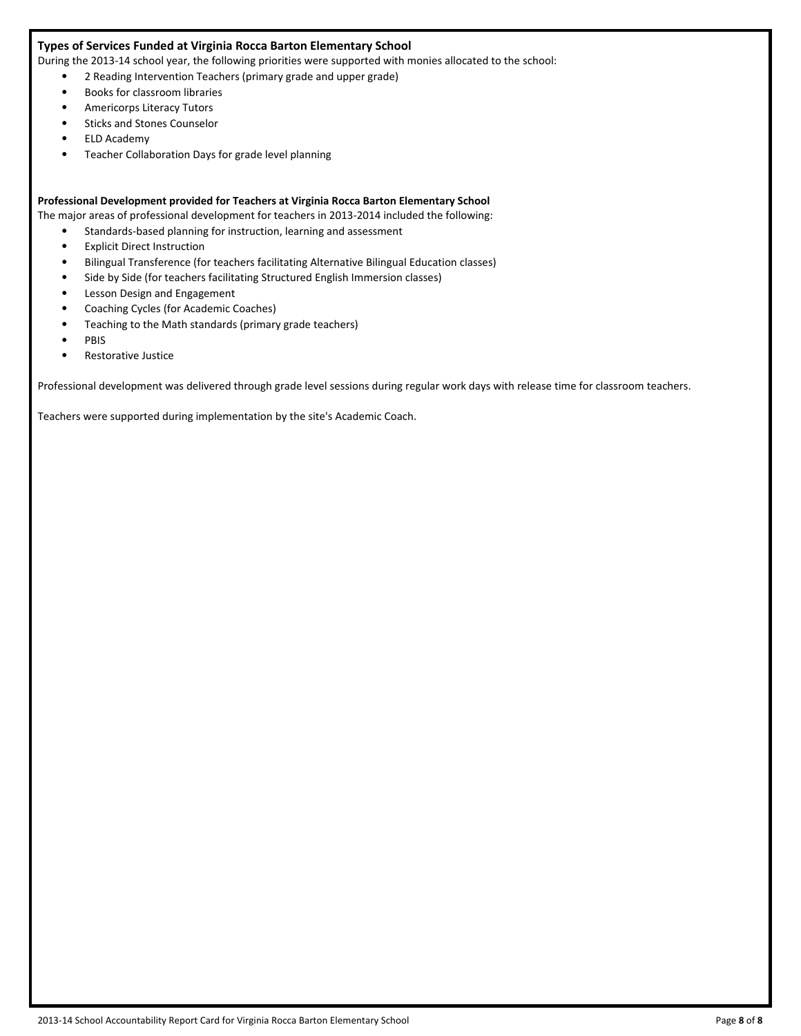### Types of Services Funded at Virginia Rocca Barton Elementary School

During the 2013-14 school year, the following priorities were supported with monies allocated to the school:

- 2 Reading Intervention Teachers (primary grade and upper grade)
- Books for classroom libraries
- Americorps Literacy Tutors
- Sticks and Stones Counselor
- ELD Academy
- Teacher Collaboration Days for grade level planning

### Professional Development provided for Teachers at Virginia Rocca Barton Elementary School

The major areas of professional development for teachers in 2013-2014 included the following:

- Standards-based planning for instruction, learning and assessment
- Explicit Direct Instruction
- Bilingual Transference (for teachers facilitating Alternative Bilingual Education classes)
- Side by Side (for teachers facilitating Structured English Immersion classes)
- Lesson Design and Engagement
- Coaching Cycles (for Academic Coaches)
- Teaching to the Math standards (primary grade teachers)
- PBIS
- Restorative Justice

Professional development was delivered through grade level sessions during regular work days with release time for classroom teachers.

Teachers were supported during implementation by the site's Academic Coach.